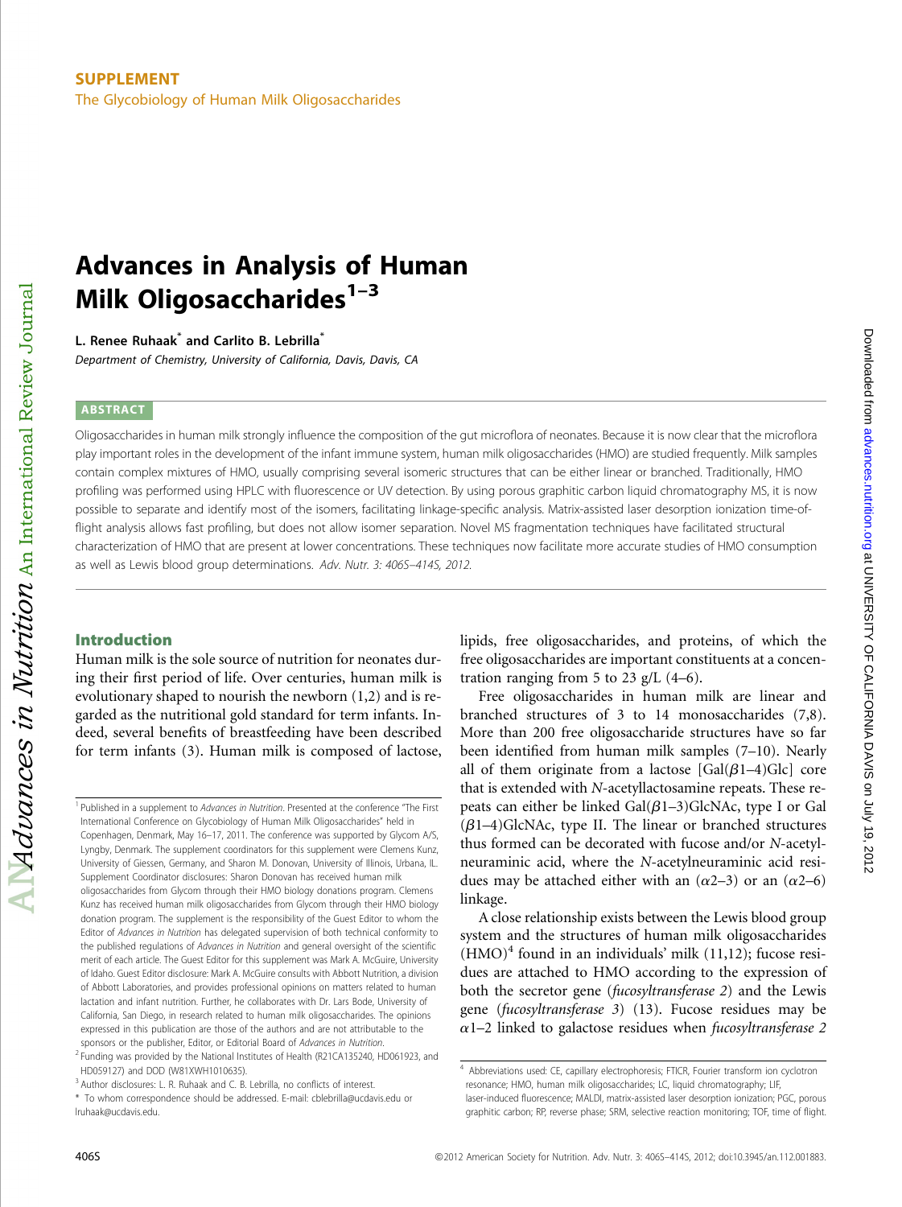SUPPLEMENT

The Glycobiology of Human Milk Oligosaccharides

# Advances in Analysis of Human Milk Oligosaccharides[1–3]

L. Renee Ruhaak* and Carlito B. Lebrilla*

*Department of Chemistry, University of California, Davis, Davis, CA*

## ABSTRACT

Oligosaccharides in human milk strongly influence the composition of the gut microflora of neonates. Because it is now clear that the microflora play important roles in the development of the infant immune system, human milk oligosaccharides (HMO) are studied frequently. Milk samples contain complex mixtures of HMO, usually comprising several isomeric structures that can be either linear or branched. Traditionally, HMO profiling was performed using HPLC with fluorescence or UV detection. By using porous graphitic carbon liquid chromatography MS, it is now possible to separate and identify most of the isomers, facilitating linkage-specific analysis. Matrix-assisted laser desorption ionization time-of-flight analysis allows fast profiling, but does not allow isomer separation. Novel MS fragmentation techniques have facilitated structural characterization of HMO that are present at lower concentrations. These techniques now facilitate more accurate studies of HMO consumption as well as Lewis blood group determinations. *Adv. Nutr. 3: 406S–414S, 2012.*

## Introduction

Human milk is the sole source of nutrition for neonates during their first period of life. Over centuries, human milk is evolutionary shaped to nourish the newborn (1,2) and is regarded as the nutritional gold standard for term infants. Indeed, several benefits of breastfeeding have been described for term infants (3). Human milk is composed of lactose, lipids, free oligosaccharides, and proteins, of which the free oligosaccharides are important constituents at a concentration ranging from 5 to 23 g/L (4–6).

Free oligosaccharides in human milk are linear and branched structures of 3 to 14 monosaccharides (7,8). More than 200 free oligosaccharide structures have so far been identified from human milk samples (7–10). Nearly all of them originate from a lactose [Gal($\beta$1–4)Glc] core that is extended with *N*-acetyllactosamine repeats. These repeats can either be linked Gal($\beta$1–3)GlcNAc, type I or Gal($\beta$1–4)GlcNAc, type II. The linear or branched structures thus formed can be decorated with fucose and/or *N*-acetylneuraminic acid, where the *N*-acetylneuraminic acid residues may be attached either with an ($\alpha$2–3) or an ($\alpha$2–6) linkage.

A close relationship exists between the Lewis blood group system and the structures of human milk oligosaccharides (HMO)[4] found in an individuals' milk (11,12); fucose residues are attached to HMO according to the expression of both the secretor gene (*fucosyltransferase 2*) and the Lewis gene (*fucosyltransferase 3*) (13). Fucose residues may be $\alpha$1–2 linked to galactose residues when *fucosyltransferase 2*

---

[1] Published in a supplement to *Advances in Nutrition*. Presented at the conference "The First International Conference on Glycobiology of Human Milk Oligosaccharides" held in Copenhagen, Denmark, May 16–17, 2011. The conference was supported by Glycom A/S, Lyngby, Denmark. The supplement coordinators for this supplement were Clemens Kunz, University of Giessen, Germany, and Sharon M. Donovan, University of Illinois, Urbana, IL. Supplement Coordinator disclosures: Sharon Donovan has received human milk oligosaccharides from Glycom through their HMO biology donations program. Clemens Kunz has received human milk oligosaccharides from Glycom through their HMO biology donation program. The supplement is the responsibility of the Guest Editor to whom the Editor of *Advances in Nutrition* has delegated supervision of both technical conformity to the published regulations of *Advances in Nutrition* and general oversight of the scientific merit of each article. The Guest Editor for this supplement was Mark A. McGuire, University of Idaho. Guest Editor disclosure: Mark A. McGuire consults with Abbott Nutrition, a division of Abbott Laboratories, and provides professional opinions on matters related to human lactation and infant nutrition. Further, he collaborates with Dr. Lars Bode, University of California, San Diego, in research related to human milk oligosaccharides. The opinions expressed in this publication are those of the authors and are not attributable to the sponsors or the publisher, Editor, or Editorial Board of *Advances in Nutrition*.

[2] Funding was provided by the National Institutes of Health (R21CA135240, HD061923, and HD059127) and DOD (W81XWH1010635).

[3] Author disclosures: L. R. Ruhaak and C. B. Lebrilla, no conflicts of interest.

\* To whom correspondence should be addressed. E-mail: cblebrilla@ucdavis.edu or lruhaak@ucdavis.edu.

[4] Abbreviations used: CE, capillary electrophoresis; FTICR, Fourier transform ion cyclotron resonance; HMO, human milk oligosaccharides; LC, liquid chromatography; LIF, laser-induced fluorescence; MALDI, matrix-assisted laser desorption ionization; PGC, porous graphitic carbon; RP, reverse phase; SRM, selective reaction monitoring; TOF, time of flight.

©2012 American Society for Nutrition. Adv. Nutr. 3: 406S–414S, 2012; doi:10.3945/an.112.001883.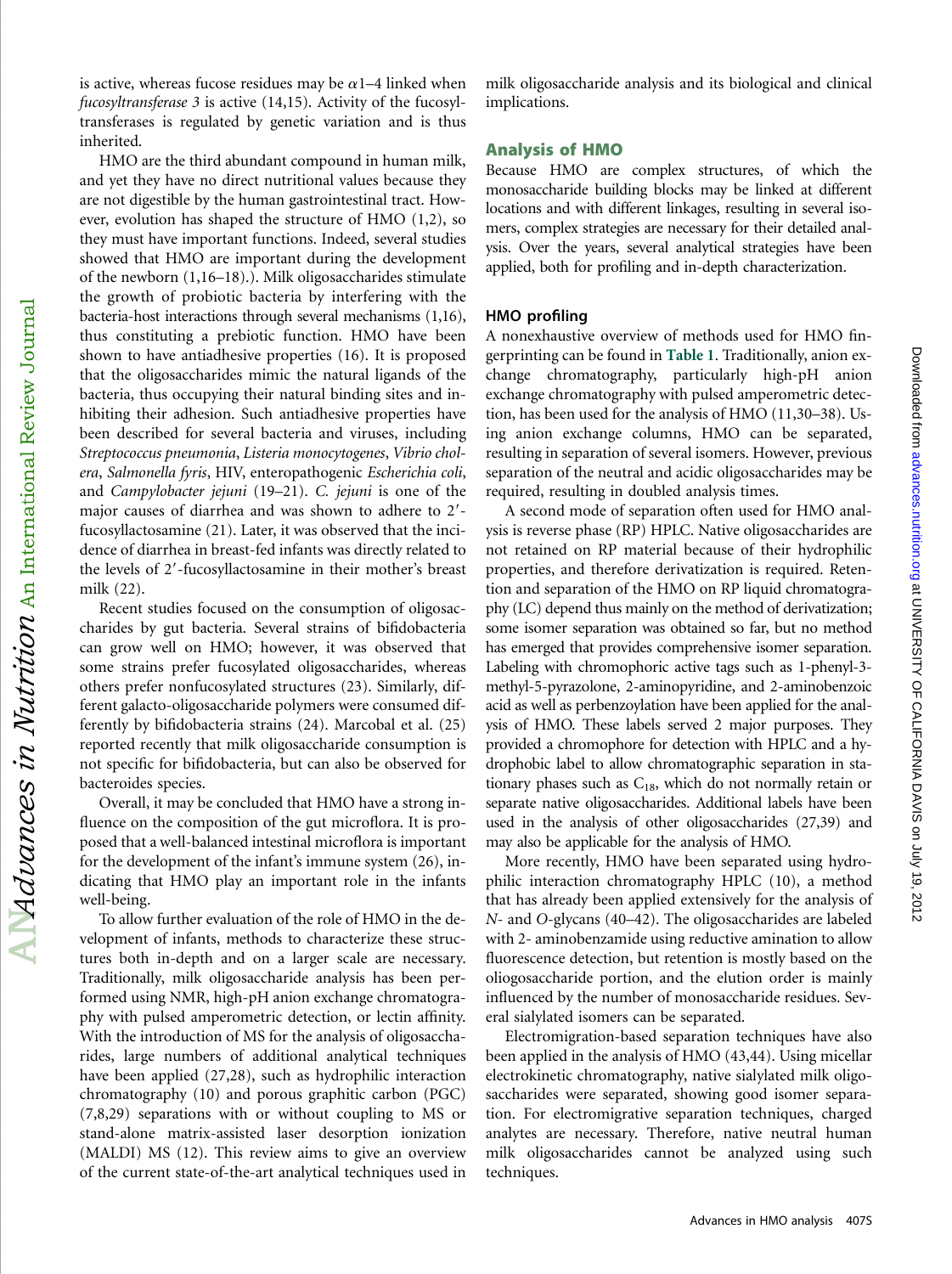is active, whereas fucose residues may be α1–4 linked when *fucosyltransferase 3* is active (14,15). Activity of the fucosyltransferases is regulated by genetic variation and is thus inherited.

HMO are the third abundant compound in human milk, and yet they have no direct nutritional values because they are not digestible by the human gastrointestinal tract. However, evolution has shaped the structure of HMO (1,2), so they must have important functions. Indeed, several studies showed that HMO are important during the development of the newborn (1,16–18).). Milk oligosaccharides stimulate the growth of probiotic bacteria by interfering with the bacteria-host interactions through several mechanisms (1,16), thus constituting a prebiotic function. HMO have been shown to have antiadhesive properties (16). It is proposed that the oligosaccharides mimic the natural ligands of the bacteria, thus occupying their natural binding sites and inhibiting their adhesion. Such antiadhesive properties have been described for several bacteria and viruses, including *Streptococcus pneumonia*, *Listeria monocytogenes*, *Vibrio cholera*, *Salmonella fyris*, HIV, enteropathogenic *Escherichia coli*, and *Campylobacter jejuni* (19–21). *C. jejuni* is one of the major causes of diarrhea and was shown to adhere to 2′-fucosyllactosamine (21). Later, it was observed that the incidence of diarrhea in breast-fed infants was directly related to the levels of 2′-fucosyllactosamine in their mother's breast milk (22).

Recent studies focused on the consumption of oligosaccharides by gut bacteria. Several strains of bifidobacteria can grow well on HMO; however, it was observed that some strains prefer fucosylated oligosaccharides, whereas others prefer nonfucosylated structures (23). Similarly, different galacto-oligosaccharide polymers were consumed differently by bifidobacteria strains (24). Marcobal et al. (25) reported recently that milk oligosaccharide consumption is not specific for bifidobacteria, but can also be observed for bacteroides species.

Overall, it may be concluded that HMO have a strong influence on the composition of the gut microflora. It is proposed that a well-balanced intestinal microflora is important for the development of the infant's immune system (26), indicating that HMO play an important role in the infants well-being.

To allow further evaluation of the role of HMO in the development of infants, methods to characterize these structures both in-depth and on a larger scale are necessary. Traditionally, milk oligosaccharide analysis has been performed using NMR, high-pH anion exchange chromatography with pulsed amperometric detection, or lectin affinity. With the introduction of MS for the analysis of oligosaccharides, large numbers of additional analytical techniques have been applied (27,28), such as hydrophilic interaction chromatography (10) and porous graphitic carbon (PGC) (7,8,29) separations with or without coupling to MS or stand-alone matrix-assisted laser desorption ionization (MALDI) MS (12). This review aims to give an overview of the current state-of-the-art analytical techniques used in milk oligosaccharide analysis and its biological and clinical implications.

## Analysis of HMO

Because HMO are complex structures, of which the monosaccharide building blocks may be linked at different locations and with different linkages, resulting in several isomers, complex strategies are necessary for their detailed analysis. Over the years, several analytical strategies have been applied, both for profiling and in-depth characterization.

### HMO profiling

A nonexhaustive overview of methods used for HMO fingerprinting can be found in **Table 1**. Traditionally, anion exchange chromatography, particularly high-pH anion exchange chromatography with pulsed amperometric detection, has been used for the analysis of HMO (11,30–38). Using anion exchange columns, HMO can be separated, resulting in separation of several isomers. However, previous separation of the neutral and acidic oligosaccharides may be required, resulting in doubled analysis times.

A second mode of separation often used for HMO analysis is reverse phase (RP) HPLC. Native oligosaccharides are not retained on RP material because of their hydrophilic properties, and therefore derivatization is required. Retention and separation of the HMO on RP liquid chromatography (LC) depend thus mainly on the method of derivatization; some isomer separation was obtained so far, but no method has emerged that provides comprehensive isomer separation. Labeling with chromophoric active tags such as 1-phenyl-3-methyl-5-pyrazolone, 2-aminopyridine, and 2-aminobenzoic acid as well as perbenzoylation have been applied for the analysis of HMO. These labels served 2 major purposes. They provided a chromophore for detection with HPLC and a hydrophobic label to allow chromatographic separation in stationary phases such as $C_{18}$, which do not normally retain or separate native oligosaccharides. Additional labels have been used in the analysis of other oligosaccharides (27,39) and may also be applicable for the analysis of HMO.

More recently, HMO have been separated using hydrophilic interaction chromatography HPLC (10), a method that has already been applied extensively for the analysis of *N*- and *O*-glycans (40–42). The oligosaccharides are labeled with 2- aminobenzamide using reductive amination to allow fluorescence detection, but retention is mostly based on the oliogosaccharide portion, and the elution order is mainly influenced by the number of monosaccharide residues. Several sialylated isomers can be separated.

Electromigration-based separation techniques have also been applied in the analysis of HMO (43,44). Using micellar electrokinetic chromatography, native sialylated milk oligosaccharides were separated, showing good isomer separation. For electromigrative separation techniques, charged analytes are necessary. Therefore, native neutral human milk oligosaccharides cannot be analyzed using such techniques.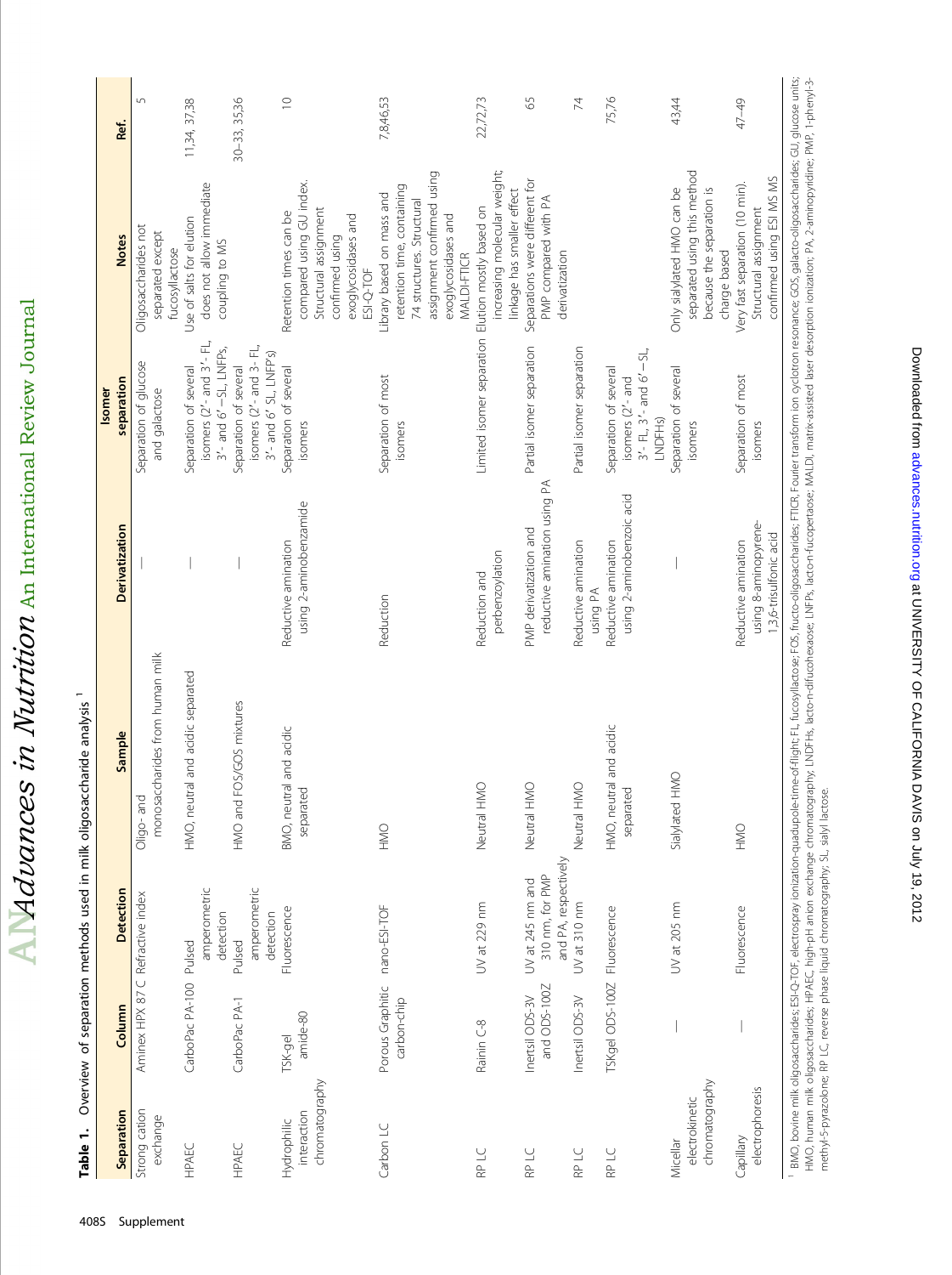**Table 1.** Overview of separation methods used in milk oligosaccharide analysis[1]

| Separation | Column | Detection | Sample | Derivatization | Isomer separation | Notes | Ref. |
|---|---|---|---|---|---|---|---|
| Strong cation exchange | Aminex HPX 87 C | Refractive index | Oligo- and monosaccharides from human milk | — | Separation of glucose and galactose | Oligosaccharides not separated except fucosyllactose | 5 |
| HPAEC | CarboPac PA-100 | Pulsed amperometric detection | HMO, neutral and acidic separated | — | Separation of several isomers (2′- and 3′- FL, 3′- and 6′ −SL, LNFPs, | Use of salts for elution does not allow immediate coupling to MS | 11,34, 37,38 |
| HPAEC | CarboPac PA-1 | Pulsed amperometric detection | HMO and FOS/GOS mixtures | — | Separation of several isomers (2′- and 3- FL, 3′- and 6′ SL, LNFP's) | | 30–33, 35,36 |
| Hydrophilic interaction chromatography | TSK-gel amide-80 | Fluorescence | BMO, neutral and acidic separated | Reductive amination using 2-aminobenzamide | Separation of several isomers | Retention times can be compared using GU index. Structural assignment confirmed using exoglycosidases and ESI-Q-TOF | 10 |
| Carbon LC | Porous Graphitic carbon-chip | nano-ESI-TOF | HMO | Reduction | Separation of most isomers | Library based on mass and retention time, containing 74 structures. Structural assignment confirmed using exoglycosidases and MALDI-FTICR | 7,8,46,53 |
| RP LC | Rainin C-8 | UV at 229 nm | Neutral HMO | Reduction and perbenzoylation | Limited isomer separation | Elution mostly based on increasing molecular weight; linkage has smaller effect | 22,72,73 |
| RP LC | Inertsil ODS-3V and ODS-100Z | UV at 245 nm and 310 nm, for PMP and PA, respectively | Neutral HMO | PMP derivatization and reductive amination using PA | Partial isomer separation | Separations were different for PMP compared with PA derivatization | 65 |
| RP LC | Inertsil ODS-3V | UV at 310 nm | Neutral HMO | Reductive amination using PA | Partial isomer separation | | 74 |
| RP LC | TSKgel ODS-100Z | Fluorescence | HMO, neutral and acidic separated | Reductive amination using 2-aminobenzoic acid | Separation of several isomers (2′- and 3′- FL, 3′- and 6′ − SL, LNDFHs) | | 75,76 |
| Micellar electrokinetic chromatography | — | UV at 205 nm | Sialylated HMO | — | Separation of several isomers | Only sialylated HMO can be separated using this method because the separation is charge based | 43,44 |
| Capillary electrophoresis | — | Fluorescence | HMO | Reductive amination using 8-aminopyrene-1,3,6-trisulfonic acid | Separation of most isomers | Very fast separation (10 min). Structural assignment confirmed using ESI MS MS | 47–49 |

[1] BMO, bovine milk oligosaccharides; ESI-Q-TOF, electrospray ionization-quadrupole-time-of-flight; FL, fucosyllactose; FOS, fructo-oligosaccharides; FTICR, Fourier transform ion cyclotron resonance; GOS, galacto-oligosaccharides; GU, glucose units; HMO, human milk oligosaccharides; HPAEC, high-pH anion exchange chromatography; LNDFHs, lacto-n-difucohexaose; LNFPs, lacto-n-fucopentaose; MALDI, matrix-assisted laser desorption ionization; PA, 2-aminopyridine; PMP, 1-phenyl-3-methyl-5-pyrazolone; RP LC, reverse phase liquid chromatography; SL, sialyl lactose.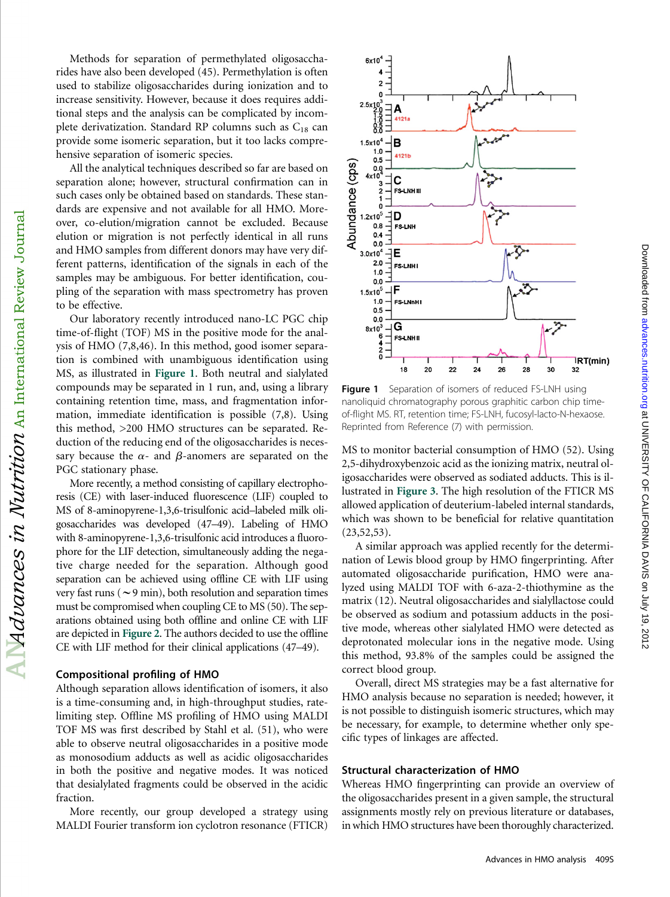Methods for separation of permethylated oligosaccharides have also been developed (45). Permethylation is often used to stabilize oligosaccharides during ionization and to increase sensitivity. However, because it does requires additional steps and the analysis can be complicated by incomplete derivatization. Standard RP columns such as $C_{18}$ can provide some isomeric separation, but it too lacks comprehensive separation of isomeric species.

All the analytical techniques described so far are based on separation alone; however, structural confirmation can in such cases only be obtained based on standards. These standards are expensive and not available for all HMO. Moreover, co-elution/migration cannot be excluded. Because elution or migration is not perfectly identical in all runs and HMO samples from different donors may have very different patterns, identification of the signals in each of the samples may be ambiguous. For better identification, coupling of the separation with mass spectrometry has proven to be effective.

Our laboratory recently introduced nano-LC PGC chip time-of-flight (TOF) MS in the positive mode for the analysis of HMO (7,8,46). In this method, good isomer separation is combined with unambiguous identification using MS, as illustrated in **Figure 1**. Both neutral and sialylated compounds may be separated in 1 run, and, using a library containing retention time, mass, and fragmentation information, immediate identification is possible (7,8). Using this method, >200 HMO structures can be separated. Reduction of the reducing end of the oligosaccharides is necessary because the $\alpha$- and $\beta$-anomers are separated on the PGC stationary phase.

More recently, a method consisting of capillary electrophoresis (CE) with laser-induced fluorescence (LIF) coupled to MS of 8-aminopyrene-1,3,6-trisulfonic acid–labeled milk oligosaccharides was developed (47–49). Labeling of HMO with 8-aminopyrene-1,3,6-trisulfonic acid introduces a fluorophore for the LIF detection, simultaneously adding the negative charge needed for the separation. Although good separation can be achieved using offline CE with LIF using very fast runs (~9 min), both resolution and separation times must be compromised when coupling CE to MS (50). The separations obtained using both offline and online CE with LIF are depicted in **Figure 2**. The authors decided to use the offline CE with LIF method for their clinical applications (47–49).

### Compositional profiling of HMO

Although separation allows identification of isomers, it also is a time-consuming and, in high-throughput studies, rate-limiting step. Offline MS profiling of HMO using MALDI TOF MS was first described by Stahl et al. (51), who were able to observe neutral oligosaccharides in a positive mode as monosodium adducts as well as acidic oligosaccharides in both the positive and negative modes. It was noticed that desialylated fragments could be observed in the acidic fraction.

More recently, our group developed a strategy using MALDI Fourier transform ion cyclotron resonance (FTICR) MS to monitor bacterial consumption of HMO (52). Using 2,5-dihydroxybenzoic acid as the ionizing matrix, neutral oligosaccharides were observed as sodiated adducts. This is illustrated in **Figure 3**. The high resolution of the FTICR MS allowed application of deuterium-labeled internal standards, which was shown to be beneficial for relative quantitation (23,52,53).

A similar approach was applied recently for the determination of Lewis blood group by HMO fingerprinting. After automated oligosaccharide purification, HMO were analyzed using MALDI TOF with 6-aza-2-thiothymine as the matrix (12). Neutral oligosaccharides and sialyllactose could be observed as sodium and potassium adducts in the positive mode, whereas other sialylated HMO were detected as deprotonated molecular ions in the negative mode. Using this method, 93.8% of the samples could be assigned the correct blood group.

Overall, direct MS strategies may be a fast alternative for HMO analysis because no separation is needed; however, it is not possible to distinguish isomeric structures, which may be necessary, for example, to determine whether only specific types of linkages are affected.

### Structural characterization of HMO

Whereas HMO fingerprinting can provide an overview of the oligosaccharides present in a given sample, the structural assignments mostly rely on previous literature or databases, in which HMO structures have been thoroughly characterized.

**Figure 1** Separation of isomers of reduced FS-LNH using nanoliquid chromatography porous graphitic carbon chip time-of-flight MS. RT, retention time; FS-LNH, fucosyl-lacto-N-hexaose. Reprinted from Reference (7) with permission.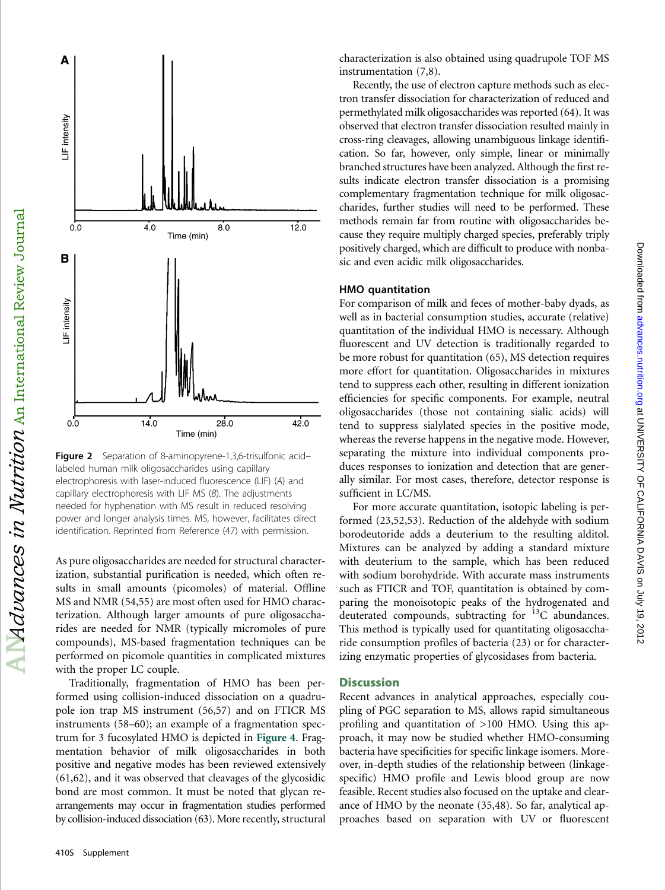Figure 2 Separation of 8-aminopyrene-1,3,6-trisulfonic acid–labeled human milk oligosaccharides using capillary electrophoresis with laser-induced fluorescence (LIF) (*A*) and capillary electrophoresis with LIF MS (*B*). The adjustments needed for hyphenation with MS result in reduced resolving power and longer analysis times. MS, however, facilitates direct identification. Reprinted from Reference (47) with permission.

As pure oligosaccharides are needed for structural characterization, substantial purification is needed, which often results in small amounts (picomoles) of material. Offline MS and NMR (54,55) are most often used for HMO characterization. Although larger amounts of pure oligosaccharides are needed for NMR (typically micromoles of pure compounds), MS-based fragmentation techniques can be performed on picomole quantities in complicated mixtures with the proper LC couple.

Traditionally, fragmentation of HMO has been performed using collision-induced dissociation on a quadrupole ion trap MS instrument (56,57) and on FTICR MS instruments (58–60); an example of a fragmentation spectrum for 3 fucosylated HMO is depicted in **Figure 4**. Fragmentation behavior of milk oligosaccharides in both positive and negative modes has been reviewed extensively (61,62), and it was observed that cleavages of the glycosidic bond are most common. It must be noted that glycan rearrangements may occur in fragmentation studies performed by collision-induced dissociation (63). More recently, structural characterization is also obtained using quadrupole TOF MS instrumentation (7,8).

Recently, the use of electron capture methods such as electron transfer dissociation for characterization of reduced and permethylated milk oligosaccharides was reported (64). It was observed that electron transfer dissociation resulted mainly in cross-ring cleavages, allowing unambiguous linkage identification. So far, however, only simple, linear or minimally branched structures have been analyzed. Although the first results indicate electron transfer dissociation is a promising complementary fragmentation technique for milk oligosaccharides, further studies will need to be performed. These methods remain far from routine with oligosaccharides because they require multiply charged species, preferably triply positively charged, which are difficult to produce with nonbasic and even acidic milk oligosaccharides.

### HMO quantitation

For comparison of milk and feces of mother-baby dyads, as well as in bacterial consumption studies, accurate (relative) quantitation of the individual HMO is necessary. Although fluorescent and UV detection is traditionally regarded to be more robust for quantitation (65), MS detection requires more effort for quantitation. Oligosaccharides in mixtures tend to suppress each other, resulting in different ionization efficiencies for specific components. For example, neutral oligosaccharides (those not containing sialic acids) will tend to suppress sialylated species in the positive mode, whereas the reverse happens in the negative mode. However, separating the mixture into individual components produces responses to ionization and detection that are generally similar. For most cases, therefore, detector response is sufficient in LC/MS.

For more accurate quantitation, isotopic labeling is performed (23,52,53). Reduction of the aldehyde with sodium borodeutoride adds a deuterium to the resulting alditol. Mixtures can be analyzed by adding a standard mixture with deuterium to the sample, which has been reduced with sodium borohydride. With accurate mass instruments such as FTICR and TOF, quantitation is obtained by comparing the monoisotopic peaks of the hydrogenated and deuterated compounds, subtracting for $^{13}C$ abundances. This method is typically used for quantitating oligosaccharide consumption profiles of bacteria (23) or for characterizing enzymatic properties of glycosidases from bacteria.

## Discussion

Recent advances in analytical approaches, especially coupling of PGC separation to MS, allows rapid simultaneous profiling and quantitation of >100 HMO. Using this approach, it may now be studied whether HMO-consuming bacteria have specificities for specific linkage isomers. Moreover, in-depth studies of the relationship between (linkage-specific) HMO profile and Lewis blood group are now feasible. Recent studies also focused on the uptake and clearance of HMO by the neonate (35,48). So far, analytical approaches based on separation with UV or fluorescent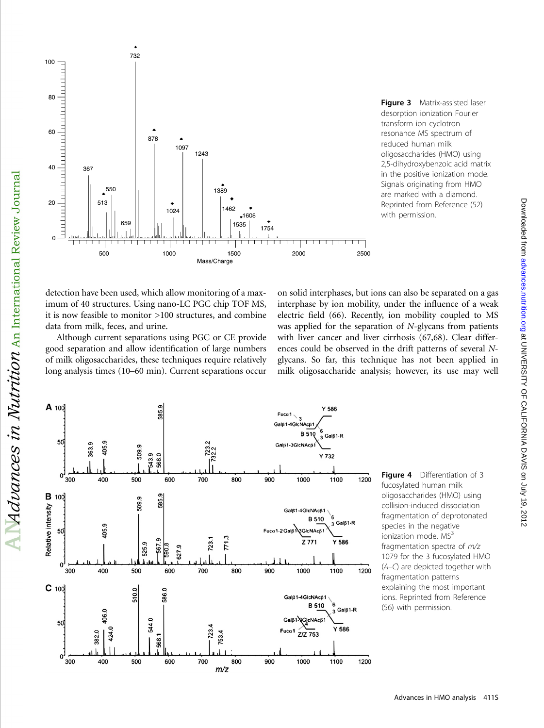**Figure 3** Matrix-assisted laser desorption ionization Fourier transform ion cyclotron resonance MS spectrum of reduced human milk oligosaccharides (HMO) using 2,5-dihydroxybenzoic acid matrix in the positive ionization mode. Signals originating from HMO are marked with a diamond. Reprinted from Reference (52) with permission.

detection have been used, which allow monitoring of a maximum of 40 structures. Using nano-LC PGC chip TOF MS, it is now feasible to monitor >100 structures, and combine data from milk, feces, and urine.

Although current separations using PGC or CE provide good separation and allow identification of large numbers of milk oligosaccharides, these techniques require relatively long analysis times (10–60 min). Current separations occur on solid interphases, but ions can also be separated on a gas interphase by ion mobility, under the influence of a weak electric field (66). Recently, ion mobility coupled to MS was applied for the separation of *N*-glycans from patients with liver cancer and liver cirrhosis (67,68). Clear differences could be observed in the drift patterns of several *N*-glycans. So far, this technique has not been applied in milk oligosaccharide analysis; however, its use may well

**Figure 4** Differentiation of 3 fucosylated human milk oligosaccharides (HMO) using collision-induced dissociation fragmentation of deprotonated species in the negative ionization mode. $MS^3$ fragmentation spectra of $m/z$ 1079 for the 3 fucosylated HMO (*A–C*) are depicted together with fragmentation patterns explaining the most important ions. Reprinted from Reference (56) with permission.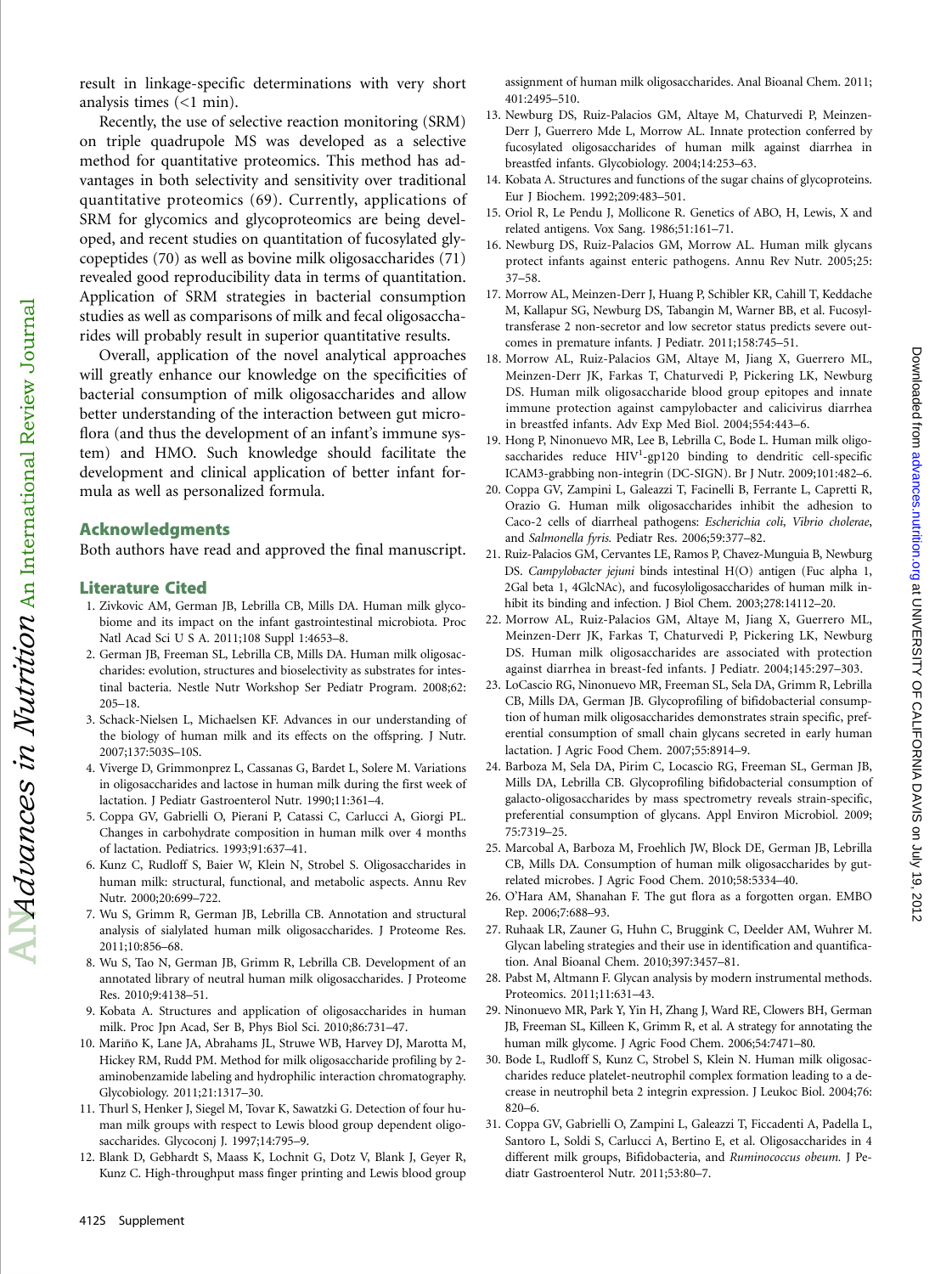result in linkage-specific determinations with very short analysis times (<1 min).

Recently, the use of selective reaction monitoring (SRM) on triple quadrupole MS was developed as a selective method for quantitative proteomics. This method has advantages in both selectivity and sensitivity over traditional quantitative proteomics (69). Currently, applications of SRM for glycomics and glycoproteomics are being developed, and recent studies on quantitation of fucosylated glycopeptides (70) as well as bovine milk oligosaccharides (71) revealed good reproducibility data in terms of quantitation. Application of SRM strategies in bacterial consumption studies as well as comparisons of milk and fecal oligosaccharides will probably result in superior quantitative results.

Overall, application of the novel analytical approaches will greatly enhance our knowledge on the specificities of bacterial consumption of milk oligosaccharides and allow better understanding of the interaction between gut microflora (and thus the development of an infant's immune system) and HMO. Such knowledge should facilitate the development and clinical application of better infant formula as well as personalized formula.

## Acknowledgments

Both authors have read and approved the final manuscript.

## Literature Cited

1. Zivkovic AM, German JB, Lebrilla CB, Mills DA. Human milk glycobiome and its impact on the infant gastrointestinal microbiota. Proc Natl Acad Sci U S A. 2011;108 Suppl 1:4653–8.
2. German JB, Freeman SL, Lebrilla CB, Mills DA. Human milk oligosaccharides: evolution, structures and bioselectivity as substrates for intestinal bacteria. Nestle Nutr Workshop Ser Pediatr Program. 2008;62: 205–18.
3. Schack-Nielsen L, Michaelsen KF. Advances in our understanding of the biology of human milk and its effects on the offspring. J Nutr. 2007;137:503S–10S.
4. Viverge D, Grimmonprez L, Cassanas G, Bardet L, Solere M. Variations in oligosaccharides and lactose in human milk during the first week of lactation. J Pediatr Gastroenterol Nutr. 1990;11:361–4.
5. Coppa GV, Gabrielli O, Pierani P, Catassi C, Carlucci A, Giorgi PL. Changes in carbohydrate composition in human milk over 4 months of lactation. Pediatrics. 1993;91:637–41.
6. Kunz C, Rudloff S, Baier W, Klein N, Strobel S. Oligosaccharides in human milk: structural, functional, and metabolic aspects. Annu Rev Nutr. 2000;20:699–722.
7. Wu S, Grimm R, German JB, Lebrilla CB. Annotation and structural analysis of sialylated human milk oligosaccharides. J Proteome Res. 2011;10:856–68.
8. Wu S, Tao N, German JB, Grimm R, Lebrilla CB. Development of an annotated library of neutral human milk oligosaccharides. J Proteome Res. 2010;9:4138–51.
9. Kobata A. Structures and application of oligosaccharides in human milk. Proc Jpn Acad, Ser B, Phys Biol Sci. 2010;86:731–47.
10. Mariño K, Lane JA, Abrahams JL, Struwe WB, Harvey DJ, Marotta M, Hickey RM, Rudd PM. Method for milk oligosaccharide profiling by 2-aminobenzamide labeling and hydrophilic interaction chromatography. Glycobiology. 2011;21:1317–30.
11. Thurl S, Henker J, Siegel M, Tovar K, Sawatzki G. Detection of four human milk groups with respect to Lewis blood group dependent oligosaccharides. Glycoconj J. 1997;14:795–9.
12. Blank D, Gebhardt S, Maass K, Lochnit G, Dotz V, Blank J, Geyer R, Kunz C. High-throughput mass finger printing and Lewis blood group assignment of human milk oligosaccharides. Anal Bioanal Chem. 2011; 401:2495–510.
13. Newburg DS, Ruiz-Palacios GM, Altaye M, Chaturvedi P, Meinzen-Derr J, Guerrero Mde L, Morrow AL. Innate protection conferred by fucosylated oligosaccharides of human milk against diarrhea in breastfed infants. Glycobiology. 2004;14:253–63.
14. Kobata A. Structures and functions of the sugar chains of glycoproteins. Eur J Biochem. 1992;209:483–501.
15. Oriol R, Le Pendu J, Mollicone R. Genetics of ABO, H, Lewis, X and related antigens. Vox Sang. 1986;51:161–71.
16. Newburg DS, Ruiz-Palacios GM, Morrow AL. Human milk glycans protect infants against enteric pathogens. Annu Rev Nutr. 2005;25: 37–58.
17. Morrow AL, Meinzen-Derr J, Huang P, Schibler KR, Cahill T, Keddache M, Kallapur SG, Newburg DS, Tabangin M, Warner BB, et al. Fucosyltransferase 2 non-secretor and low secretor status predicts severe outcomes in premature infants. J Pediatr. 2011;158:745–51.
18. Morrow AL, Ruiz-Palacios GM, Altaye M, Jiang X, Guerrero ML, Meinzen-Derr JK, Farkas T, Chaturvedi P, Pickering LK, Newburg DS. Human milk oligosaccharide blood group epitopes and innate immune protection against campylobacter and calicivirus diarrhea in breastfed infants. Adv Exp Med Biol. 2004;554:443–6.
19. Hong P, Ninonuevo MR, Lee B, Lebrilla C, Bode L. Human milk oligosaccharides reduce HIV[1]-gp120 binding to dendritic cell-specific ICAM3-grabbing non-integrin (DC-SIGN). Br J Nutr. 2009;101:482–6.
20. Coppa GV, Zampini L, Galeazzi T, Facinelli B, Ferrante L, Capretti R, Orazio G. Human milk oligosaccharides inhibit the adhesion to Caco-2 cells of diarrheal pathogens: *Escherichia coli*, *Vibrio cholerae*, and *Salmonella fyris*. Pediatr Res. 2006;59:377–82.
21. Ruiz-Palacios GM, Cervantes LE, Ramos P, Chavez-Munguia B, Newburg DS. *Campylobacter jejuni* binds intestinal H(O) antigen (Fuc alpha 1, 2Gal beta 1, 4GlcNAc), and fucosyloligosaccharides of human milk inhibit its binding and infection. J Biol Chem. 2003;278:14112–20.
22. Morrow AL, Ruiz-Palacios GM, Altaye M, Jiang X, Guerrero ML, Meinzen-Derr JK, Farkas T, Chaturvedi P, Pickering LK, Newburg DS. Human milk oligosaccharides are associated with protection against diarrhea in breast-fed infants. J Pediatr. 2004;145:297–303.
23. LoCascio RG, Ninonuevo MR, Freeman SL, Sela DA, Grimm R, Lebrilla CB, Mills DA, German JB. Glycoprofiling of bifidobacterial consumption of human milk oligosaccharides demonstrates strain specific, preferential consumption of small chain glycans secreted in early human lactation. J Agric Food Chem. 2007;55:8914–9.
24. Barboza M, Sela DA, Pirim C, Locascio RG, Freeman SL, German JB, Mills DA, Lebrilla CB. Glycoprofiling bifidobacterial consumption of galacto-oligosaccharides by mass spectrometry reveals strain-specific, preferential consumption of glycans. Appl Environ Microbiol. 2009; 75:7319–25.
25. Marcobal A, Barboza M, Froehlich JW, Block DE, German JB, Lebrilla CB, Mills DA. Consumption of human milk oligosaccharides by gut-related microbes. J Agric Food Chem. 2010;58:5334–40.
26. O'Hara AM, Shanahan F. The gut flora as a forgotten organ. EMBO Rep. 2006;7:688–93.
27. Ruhaak LR, Zauner G, Huhn C, Bruggink C, Deelder AM, Wuhrer M. Glycan labeling strategies and their use in identification and quantification. Anal Bioanal Chem. 2010;397:3457–81.
28. Pabst M, Altmann F. Glycan analysis by modern instrumental methods. Proteomics. 2011;11:631–43.
29. Ninonuevo MR, Park Y, Yin H, Zhang J, Ward RE, Clowers BH, German JB, Freeman SL, Killeen K, Grimm R, et al. A strategy for annotating the human milk glycome. J Agric Food Chem. 2006;54:7471–80.
30. Bode L, Rudloff S, Kunz C, Strobel S, Klein N. Human milk oligosaccharides reduce platelet-neutrophil complex formation leading to a decrease in neutrophil beta 2 integrin expression. J Leukoc Biol. 2004;76: 820–6.
31. Coppa GV, Gabrielli O, Zampini L, Galeazzi T, Ficcadenti A, Padella L, Santoro L, Soldi S, Carlucci A, Bertino E, et al. Oligosaccharides in 4 different milk groups, Bifidobacteria, and *Ruminococcus obeum*. J Pediatr Gastroenterol Nutr. 2011;53:80–7.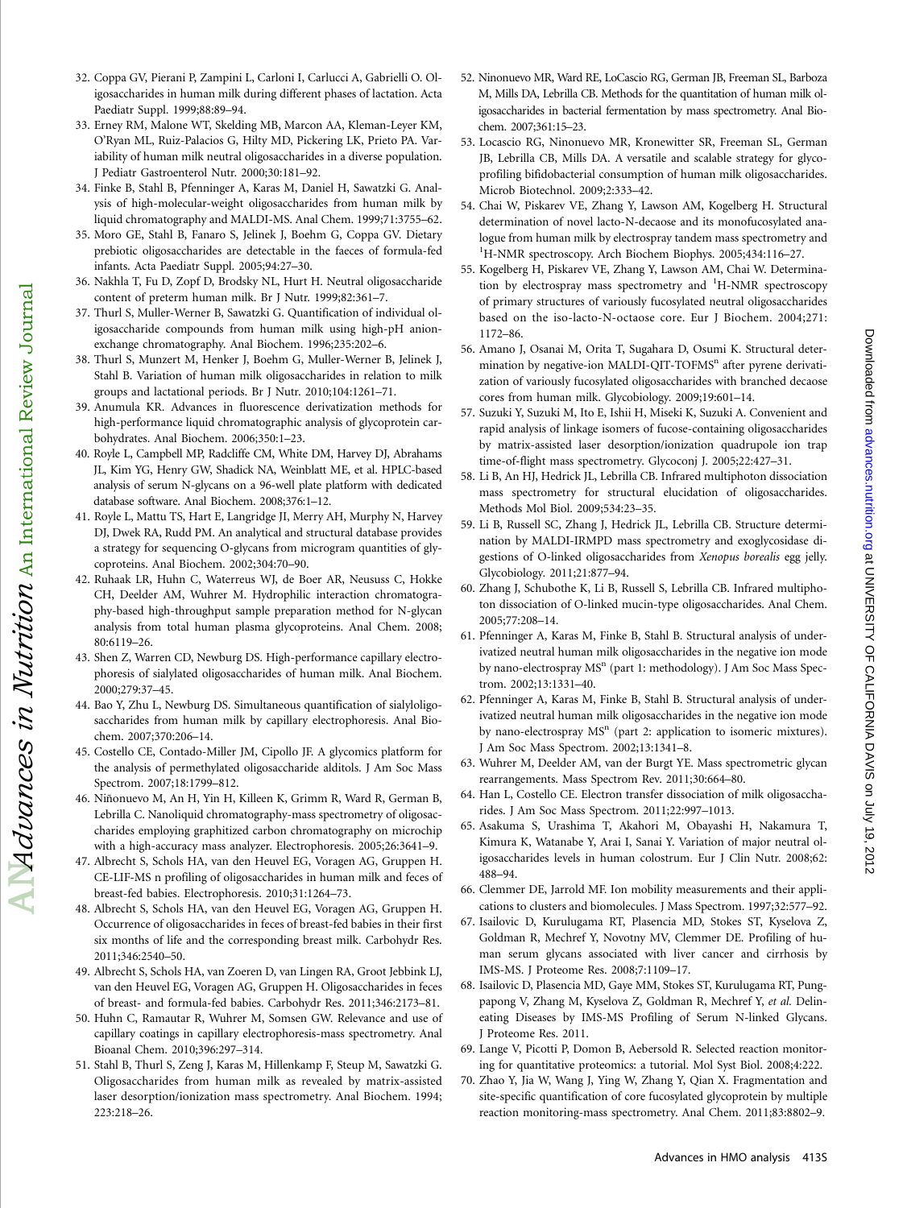32. Coppa GV, Pierani P, Zampini L, Carloni I, Carlucci A, Gabrielli O. Oligosaccharides in human milk during different phases of lactation. Acta Paediatr Suppl. 1999;88:89–94.
33. Erney RM, Malone WT, Skelding MB, Marcon AA, Kleman-Leyer KM, O'Ryan ML, Ruiz-Palacios G, Hilty MD, Pickering LK, Prieto PA. Variability of human milk neutral oligosaccharides in a diverse population. J Pediatr Gastroenterol Nutr. 2000;30:181–92.
34. Finke B, Stahl B, Pfenninger A, Karas M, Daniel H, Sawatzki G. Analysis of high-molecular-weight oligosaccharides from human milk by liquid chromatography and MALDI-MS. Anal Chem. 1999;71:3755–62.
35. Moro GE, Stahl B, Fanaro S, Jelinek J, Boehm G, Coppa GV. Dietary prebiotic oligosaccharides are detectable in the faeces of formula-fed infants. Acta Paediatr Suppl. 2005;94:27–30.
36. Nakhla T, Fu D, Zopf D, Brodsky NL, Hurt H. Neutral oligosaccharide content of preterm human milk. Br J Nutr. 1999;82:361–7.
37. Thurl S, Muller-Werner B, Sawatzki G. Quantification of individual oligosaccharide compounds from human milk using high-pH anion-exchange chromatography. Anal Biochem. 1996;235:202–6.
38. Thurl S, Munzert M, Henker J, Boehm G, Muller-Werner B, Jelinek J, Stahl B. Variation of human milk oligosaccharides in relation to milk groups and lactational periods. Br J Nutr. 2010;104:1261–71.
39. Anumula KR. Advances in fluorescence derivatization methods for high-performance liquid chromatographic analysis of glycoprotein carbohydrates. Anal Biochem. 2006;350:1–23.
40. Royle L, Campbell MP, Radcliffe CM, White DM, Harvey DJ, Abrahams JL, Kim YG, Henry GW, Shadick NA, Weinblatt ME, et al. HPLC-based analysis of serum N-glycans on a 96-well plate platform with dedicated database software. Anal Biochem. 2008;376:1–12.
41. Royle L, Mattu TS, Hart E, Langridge JI, Merry AH, Murphy N, Harvey DJ, Dwek RA, Rudd PM. An analytical and structural database provides a strategy for sequencing O-glycans from microgram quantities of glycoproteins. Anal Biochem. 2002;304:70–90.
42. Ruhaak LR, Huhn C, Waterreus WJ, de Boer AR, Neususs C, Hokke CH, Deelder AM, Wuhrer M. Hydrophilic interaction chromatography-based high-throughput sample preparation method for N-glycan analysis from total human plasma glycoproteins. Anal Chem. 2008;80:6119–26.
43. Shen Z, Warren CD, Newburg DS. High-performance capillary electrophoresis of sialylated oligosaccharides of human milk. Anal Biochem. 2000;279:37–45.
44. Bao Y, Zhu L, Newburg DS. Simultaneous quantification of sialyloligosaccharides from human milk by capillary electrophoresis. Anal Biochem. 2007;370:206–14.
45. Costello CE, Contado-Miller JM, Cipollo JF. A glycomics platform for the analysis of permethylated oligosaccharide alditols. J Am Soc Mass Spectrom. 2007;18:1799–812.
46. Niñonuevo M, An H, Yin H, Killeen K, Grimm R, Ward R, German B, Lebrilla C. Nanoliquid chromatography-mass spectrometry of oligosaccharides employing graphitized carbon chromatography on microchip with a high-accuracy mass analyzer. Electrophoresis. 2005;26:3641–9.
47. Albrecht S, Schols HA, van den Heuvel EG, Voragen AG, Gruppen H. CE-LIF-MS n profiling of oligosaccharides in human milk and feces of breast-fed babies. Electrophoresis. 2010;31:1264–73.
48. Albrecht S, Schols HA, van den Heuvel EG, Voragen AG, Gruppen H. Occurrence of oligosaccharides in feces of breast-fed babies in their first six months of life and the corresponding breast milk. Carbohydr Res. 2011;346:2540–50.
49. Albrecht S, Schols HA, van Zoeren D, van Lingen RA, Groot Jebbink LJ, van den Heuvel EG, Voragen AG, Gruppen H. Oligosaccharides in feces of breast- and formula-fed babies. Carbohydr Res. 2011;346:2173–81.
50. Huhn C, Ramautar R, Wuhrer M, Somsen GW. Relevance and use of capillary coatings in capillary electrophoresis-mass spectrometry. Anal Bioanal Chem. 2010;396:297–314.
51. Stahl B, Thurl S, Zeng J, Karas M, Hillenkamp F, Steup M, Sawatzki G. Oligosaccharides from human milk as revealed by matrix-assisted laser desorption/ionization mass spectrometry. Anal Biochem. 1994;223:218–26.
52. Ninonuevo MR, Ward RE, LoCascio RG, German JB, Freeman SL, Barboza M, Mills DA, Lebrilla CB. Methods for the quantitation of human milk oligosaccharides in bacterial fermentation by mass spectrometry. Anal Biochem. 2007;361:15–23.
53. Locascio RG, Ninonuevo MR, Kronewitter SR, Freeman SL, German JB, Lebrilla CB, Mills DA. A versatile and scalable strategy for glycoprofiling bifidobacterial consumption of human milk oligosaccharides. Microb Biotechnol. 2009;2:333–42.
54. Chai W, Piskarev VE, Zhang Y, Lawson AM, Kogelberg H. Structural determination of novel lacto-N-decaose and its monofucosylated analogue from human milk by electrospray tandem mass spectrometry and $^{1}$H-NMR spectroscopy. Arch Biochem Biophys. 2005;434:116–27.
55. Kogelberg H, Piskarev VE, Zhang Y, Lawson AM, Chai W. Determination by electrospray mass spectrometry and $^{1}$H-NMR spectroscopy of primary structures of variously fucosylated neutral oligosaccharides based on the iso-lacto-N-octaose core. Eur J Biochem. 2004;271:1172–86.
56. Amano J, Osanai M, Orita T, Sugahara D, Osumi K. Structural determination by negative-ion MALDI-QIT-TOFMS$^{n}$ after pyrene derivatization of variously fucosylated oligosaccharides with branched decaose cores from human milk. Glycobiology. 2009;19:601–14.
57. Suzuki Y, Suzuki M, Ito E, Ishii H, Miseki K, Suzuki A. Convenient and rapid analysis of linkage isomers of fucose-containing oligosaccharides by matrix-assisted laser desorption/ionization quadrupole ion trap time-of-flight mass spectrometry. Glycoconj J. 2005;22:427–31.
58. Li B, An HJ, Hedrick JL, Lebrilla CB. Infrared multiphoton dissociation mass spectrometry for structural elucidation of oligosaccharides. Methods Mol Biol. 2009;534:23–35.
59. Li B, Russell SC, Zhang J, Hedrick JL, Lebrilla CB. Structure determination by MALDI-IRMPD mass spectrometry and exoglycosidase digestions of O-linked oligosaccharides from *Xenopus borealis* egg jelly. Glycobiology. 2011;21:877–94.
60. Zhang J, Schubothe K, Li B, Russell S, Lebrilla CB. Infrared multiphoton dissociation of O-linked mucin-type oligosaccharides. Anal Chem. 2005;77:208–14.
61. Pfenninger A, Karas M, Finke B, Stahl B. Structural analysis of underivatized neutral human milk oligosaccharides in the negative ion mode by nano-electrospray MS$^{n}$ (part 1: methodology). J Am Soc Mass Spectrom. 2002;13:1331–40.
62. Pfenninger A, Karas M, Finke B, Stahl B. Structural analysis of underivatized neutral human milk oligosaccharides in the negative ion mode by nano-electrospray MS$^{n}$ (part 2: application to isomeric mixtures). J Am Soc Mass Spectrom. 2002;13:1341–8.
63. Wuhrer M, Deelder AM, van der Burgt YE. Mass spectrometric glycan rearrangements. Mass Spectrom Rev. 2011;30:664–80.
64. Han L, Costello CE. Electron transfer dissociation of milk oligosaccharides. J Am Soc Mass Spectrom. 2011;22:997–1013.
65. Asakuma S, Urashima T, Akahori M, Obayashi H, Nakamura T, Kimura K, Watanabe Y, Arai I, Sanai Y. Variation of major neutral oligosaccharides levels in human colostrum. Eur J Clin Nutr. 2008;62:488–94.
66. Clemmer DE, Jarrold MF. Ion mobility measurements and their applications to clusters and biomolecules. J Mass Spectrom. 1997;32:577–92.
67. Isailovic D, Kurulugama RT, Plasencia MD, Stokes ST, Kyselova Z, Goldman R, Mechref Y, Novotny MV, Clemmer DE. Profiling of human serum glycans associated with liver cancer and cirrhosis by IMS-MS. J Proteome Res. 2008;7:1109–17.
68. Isailovic D, Plasencia MD, Gaye MM, Stokes ST, Kurulugama RT, Pungpapong V, Zhang M, Kyselova Z, Goldman R, Mechref Y, *et al.* Delineating Diseases by IMS-MS Profiling of Serum N-linked Glycans. J Proteome Res. 2011.
69. Lange V, Picotti P, Domon B, Aebersold R. Selected reaction monitoring for quantitative proteomics: a tutorial. Mol Syst Biol. 2008;4:222.
70. Zhao Y, Jia W, Wang J, Ying W, Zhang Y, Qian X. Fragmentation and site-specific quantification of core fucosylated glycoprotein by multiple reaction monitoring-mass spectrometry. Anal Chem. 2011;83:8802–9.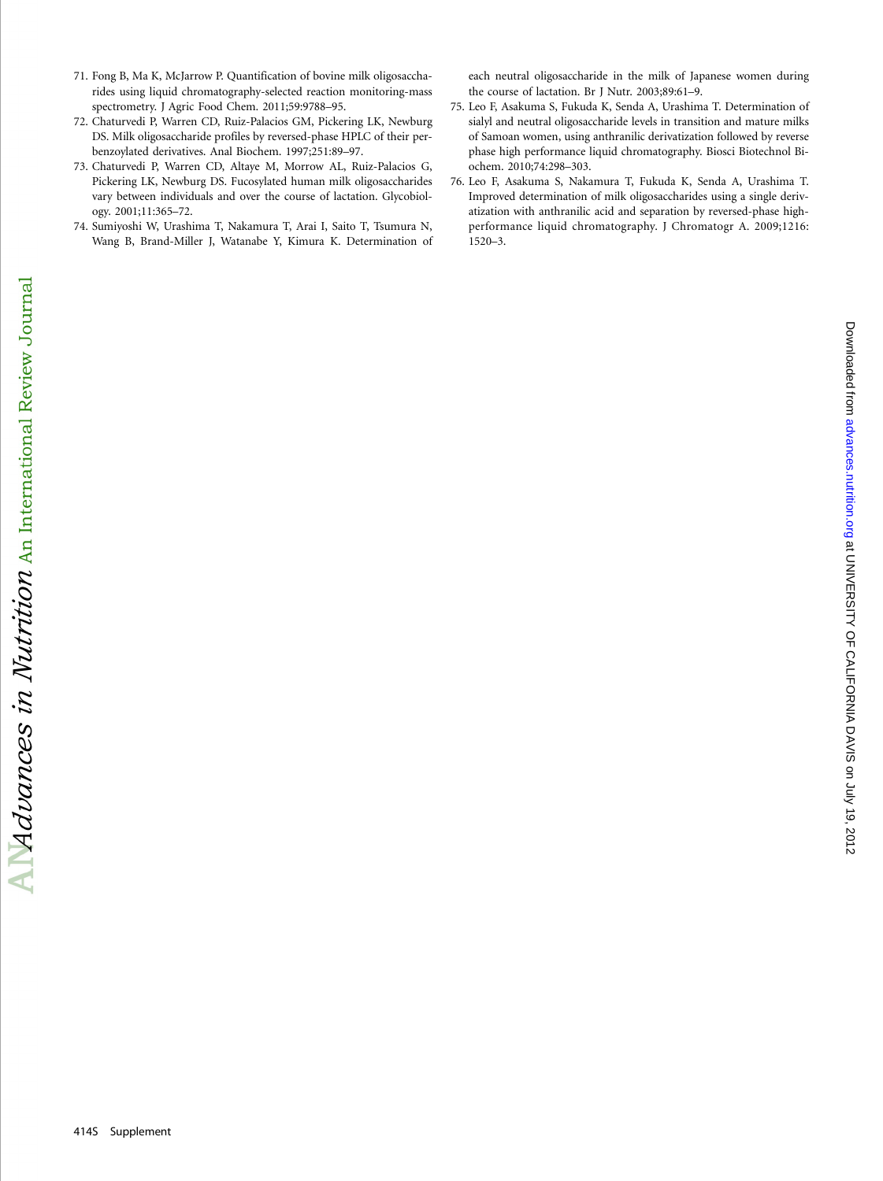71. Fong B, Ma K, McJarrow P. Quantification of bovine milk oligosaccharides using liquid chromatography-selected reaction monitoring-mass spectrometry. J Agric Food Chem. 2011;59:9788–95.
72. Chaturvedi P, Warren CD, Ruiz-Palacios GM, Pickering LK, Newburg DS. Milk oligosaccharide profiles by reversed-phase HPLC of their perbenzoylated derivatives. Anal Biochem. 1997;251:89–97.
73. Chaturvedi P, Warren CD, Altaye M, Morrow AL, Ruiz-Palacios G, Pickering LK, Newburg DS. Fucosylated human milk oligosaccharides vary between individuals and over the course of lactation. Glycobiology. 2001;11:365–72.
74. Sumiyoshi W, Urashima T, Nakamura T, Arai I, Saito T, Tsumura N, Wang B, Brand-Miller J, Watanabe Y, Kimura K. Determination of each neutral oligosaccharide in the milk of Japanese women during the course of lactation. Br J Nutr. 2003;89:61–9.
75. Leo F, Asakuma S, Fukuda K, Senda A, Urashima T. Determination of sialyl and neutral oligosaccharide levels in transition and mature milks of Samoan women, using anthranilic derivatization followed by reverse phase high performance liquid chromatography. Biosci Biotechnol Biochem. 2010;74:298–303.
76. Leo F, Asakuma S, Nakamura T, Fukuda K, Senda A, Urashima T. Improved determination of milk oligosaccharides using a single derivatization with anthranilic acid and separation by reversed-phase high-performance liquid chromatography. J Chromatogr A. 2009;1216:1520–3.